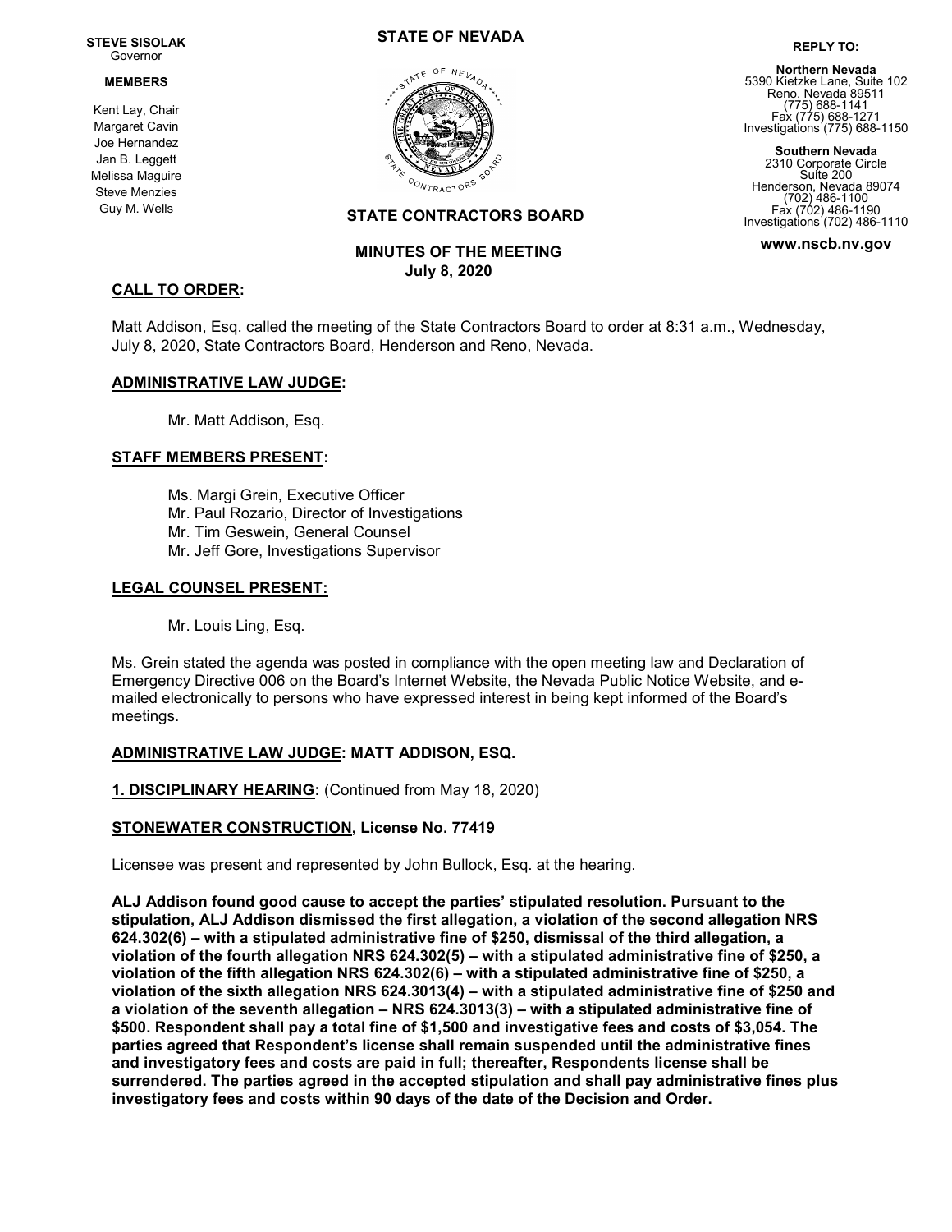**STEVE SISOLAK**
Governor

**MEMBERS**

Kent Lay, Chair
Margaret Cavin
Joe Hernandez
Jan B. Leggett
Melissa Maguire
Steve Menzies
Guy M. Wells

**STATE OF NEVADA**

**STATE CONTRACTORS BOARD**

**REPLY TO:**

**Northern Nevada**
5390 Kietzke Lane, Suite 102
Reno, Nevada 89511
(775) 688-1141
Fax (775) 688-1271
Investigations (775) 688-1150

**Southern Nevada**
2310 Corporate Circle
Suite 200
Henderson, Nevada 89074
(702) 486-1100
Fax (702) 486-1190
Investigations (702) 486-1110

**www.nscb.nv.gov**

**MINUTES OF THE MEETING**
**July 8, 2020**

## CALL TO ORDER:

Matt Addison, Esq. called the meeting of the State Contractors Board to order at 8:31 a.m., Wednesday, July 8, 2020, State Contractors Board, Henderson and Reno, Nevada.

## ADMINISTRATIVE LAW JUDGE:

Mr. Matt Addison, Esq.

## STAFF MEMBERS PRESENT:

Ms. Margi Grein, Executive Officer
Mr. Paul Rozario, Director of Investigations
Mr. Tim Geswein, General Counsel
Mr. Jeff Gore, Investigations Supervisor

## LEGAL COUNSEL PRESENT:

Mr. Louis Ling, Esq.

Ms. Grein stated the agenda was posted in compliance with the open meeting law and Declaration of Emergency Directive 006 on the Board's Internet Website, the Nevada Public Notice Website, and e-mailed electronically to persons who have expressed interest in being kept informed of the Board's meetings.

## ADMINISTRATIVE LAW JUDGE: MATT ADDISON, ESQ.

**1. DISCIPLINARY HEARING:** (Continued from May 18, 2020)

**STONEWATER CONSTRUCTION, License No. 77419**

Licensee was present and represented by John Bullock, Esq. at the hearing.

**ALJ Addison found good cause to accept the parties' stipulated resolution. Pursuant to the stipulation, ALJ Addison dismissed the first allegation, a violation of the second allegation NRS 624.302(6) – with a stipulated administrative fine of $250, dismissal of the third allegation, a violation of the fourth allegation NRS 624.302(5) – with a stipulated administrative fine of $250, a violation of the fifth allegation NRS 624.302(6) – with a stipulated administrative fine of $250, a violation of the sixth allegation NRS 624.3013(4) – with a stipulated administrative fine of $250 and a violation of the seventh allegation – NRS 624.3013(3) – with a stipulated administrative fine of $500. Respondent shall pay a total fine of $1,500 and investigative fees and costs of $3,054. The parties agreed that Respondent's license shall remain suspended until the administrative fines and investigatory fees and costs are paid in full; thereafter, Respondents license shall be surrendered. The parties agreed in the accepted stipulation and shall pay administrative fines plus investigatory fees and costs within 90 days of the date of the Decision and Order.**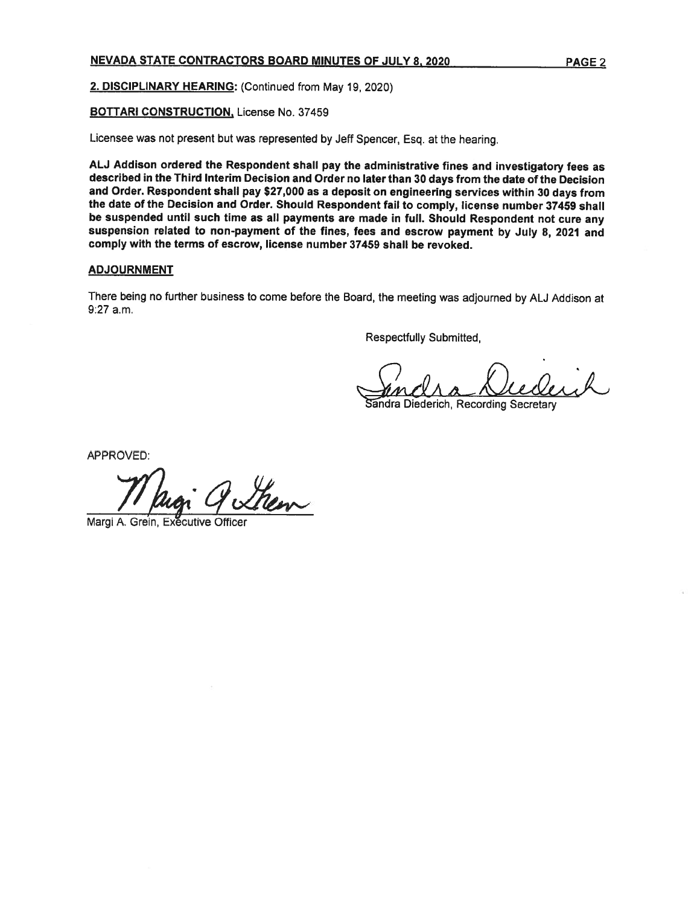**2. DISCIPLINARY HEARING:** (Continued from May 19, 2020)

**BOTTARI CONSTRUCTION,** License No. 37459

Licensee was not present but was represented by Jeff Spencer, Esq. at the hearing.

**ALJ Addison ordered the Respondent shall pay the administrative fines and investigatory fees as described in the Third Interim Decision and Order no later than 30 days from the date of the Decision and Order. Respondent shall pay $27,000 as a deposit on engineering services within 30 days from the date of the Decision and Order. Should Respondent fail to comply, license number 37459 shall be suspended until such time as all payments are made in full. Should Respondent not cure any suspension related to non-payment of the fines, fees and escrow payment by July 8, 2021 and comply with the terms of escrow, license number 37459 shall be revoked.**

**ADJOURNMENT**

There being no further business to come before the Board, the meeting was adjourned by ALJ Addison at 9:27 a.m.

Respectfully Submitted,

Sandra Diederich, Recording Secretary

APPROVED:

Margi A. Grein, Executive Officer